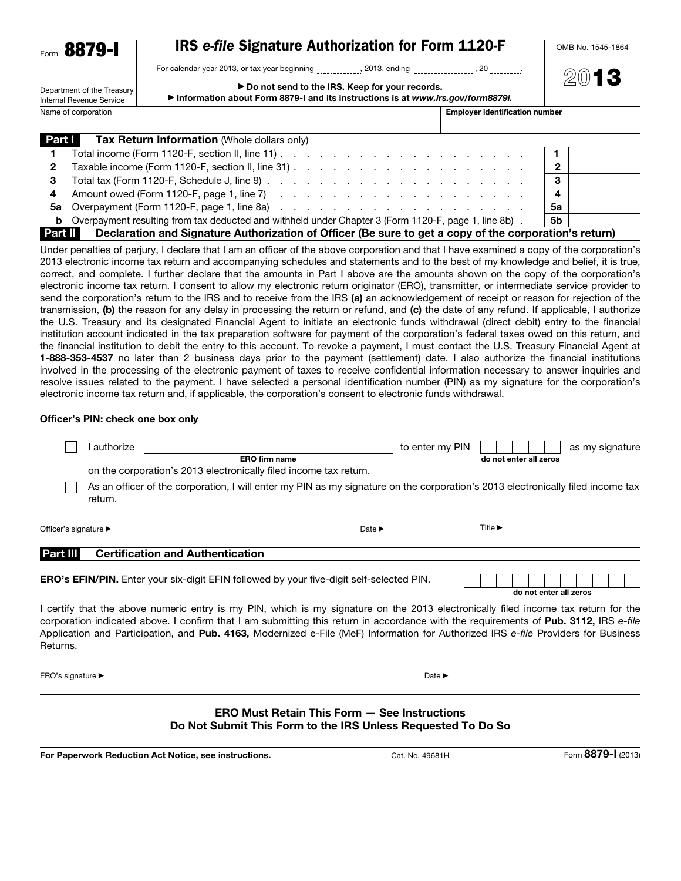Form **8879-I**

Department of the Treasury
Internal Revenue Service

# IRS *e-file* Signature Authorization for Form 1120-F

For calendar year 2013, or tax year beginning __________, 2013, ending __________, 20 ______.

▶ **Do not send to the IRS. Keep for your records.**

▶ **Information about Form 8879-I and its instructions is at** ***www.irs.gov/form8879i.***

OMB No. 1545-1864

**2013**

| Name of corporation | Employer identification number |
|---|---|
| | |

## Part I — Tax Return Information (Whole dollars only)

| | | | |
|---|---|---|---|
| **1** | Total income (Form 1120-F, section II, line 11) | **1** | |
| **2** | Taxable income (Form 1120-F, section II, line 31) | **2** | |
| **3** | Total tax (Form 1120-F, Schedule J, line 9) | **3** | |
| **4** | Amount owed (Form 1120-F, page 1, line 7) | **4** | |
| **5a** | Overpayment (Form 1120-F, page 1, line 8a) | **5a** | |
| **b** | Overpayment resulting from tax deducted and withheld under Chapter 3 (Form 1120-F, page 1, line 8b) | **5b** | |

## Part II — Declaration and Signature Authorization of Officer (Be sure to get a copy of the corporation's return)

Under penalties of perjury, I declare that I am an officer of the above corporation and that I have examined a copy of the corporation's 2013 electronic income tax return and accompanying schedules and statements and to the best of my knowledge and belief, it is true, correct, and complete. I further declare that the amounts in Part I above are the amounts shown on the copy of the corporation's electronic income tax return. I consent to allow my electronic return originator (ERO), transmitter, or intermediate service provider to send the corporation's return to the IRS and to receive from the IRS **(a)** an acknowledgement of receipt or reason for rejection of the transmission, **(b)** the reason for any delay in processing the return or refund, and **(c)** the date of any refund. If applicable, I authorize the U.S. Treasury and its designated Financial Agent to initiate an electronic funds withdrawal (direct debit) entry to the financial institution account indicated in the tax preparation software for payment of the corporation's federal taxes owed on this return, and the financial institution to debit the entry to this account. To revoke a payment, I must contact the U.S. Treasury Financial Agent at **1-888-353-4537** no later than 2 business days prior to the payment (settlement) date. I also authorize the financial institutions involved in the processing of the electronic payment of taxes to receive confidential information necessary to answer inquiries and resolve issues related to the payment. I have selected a personal identification number (PIN) as my signature for the corporation's electronic income tax return and, if applicable, the corporation's consent to electronic funds withdrawal.

**Officer's PIN: check one box only**

☐ I authorize ______________________ (**ERO firm name**) to enter my PIN ☐☐☐☐☐ (**do not enter all zeros**) as my signature on the corporation's 2013 electronically filed income tax return.

☐ As an officer of the corporation, I will enter my PIN as my signature on the corporation's 2013 electronically filed income tax return.

Officer's signature ▶ ______________________ Date ▶ __________ Title ▶ __________

## Part III — Certification and Authentication

**ERO's EFIN/PIN.** Enter your six-digit EFIN followed by your five-digit self-selected PIN. ☐☐☐☐☐☐☐☐☐☐☐ (**do not enter all zeros**)

I certify that the above numeric entry is my PIN, which is my signature on the 2013 electronically filed income tax return for the corporation indicated above. I confirm that I am submitting this return in accordance with the requirements of **Pub. 3112,** IRS *e-file* Application and Participation, and **Pub. 4163,** Modernized e-File (MeF) Information for Authorized IRS *e-file* Providers for Business Returns.

ERO's signature ▶ ______________________ Date ▶ __________

**ERO Must Retain This Form — See Instructions**
**Do Not Submit This Form to the IRS Unless Requested To Do So**

**For Paperwork Reduction Act Notice, see instructions.** Cat. No. 49681H Form **8879-I** (2013)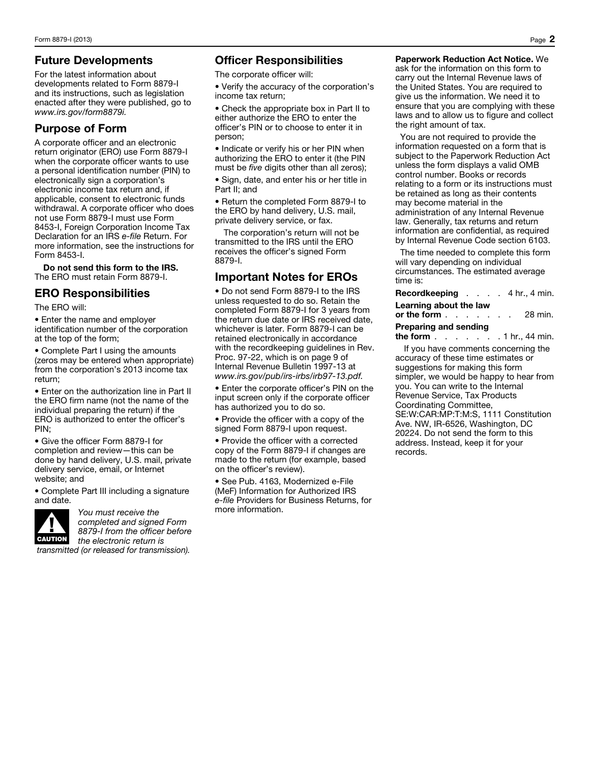## Future Developments

For the latest information about developments related to Form 8879-I and its instructions, such as legislation enacted after they were published, go to *www.irs.gov/form8879i.*

## Purpose of Form

A corporate officer and an electronic return originator (ERO) use Form 8879-I when the corporate officer wants to use a personal identification number (PIN) to electronically sign a corporation's electronic income tax return and, if applicable, consent to electronic funds withdrawal. A corporate officer who does not use Form 8879-I must use Form 8453-I, Foreign Corporation Income Tax Declaration for an IRS *e-file* Return. For more information, see the instructions for Form 8453-I.

**Do not send this form to the IRS.** The ERO must retain Form 8879-I.

## ERO Responsibilities

The ERO will:

- Enter the name and employer identification number of the corporation at the top of the form;
- Complete Part I using the amounts (zeros may be entered when appropriate) from the corporation's 2013 income tax return;
- Enter on the authorization line in Part II the ERO firm name (not the name of the individual preparing the return) if the ERO is authorized to enter the officer's PIN;
- Give the officer Form 8879-I for completion and review—this can be done by hand delivery, U.S. mail, private delivery service, email, or Internet website; and
- Complete Part III including a signature and date.

**CAUTION** *You must receive the completed and signed Form 8879-I from the officer before the electronic return is transmitted (or released for transmission).*

## Officer Responsibilities

The corporate officer will:

- Verify the accuracy of the corporation's income tax return;
- Check the appropriate box in Part II to either authorize the ERO to enter the officer's PIN or to choose to enter it in person;
- Indicate or verify his or her PIN when authorizing the ERO to enter it (the PIN must be *five* digits other than all zeros);
- Sign, date, and enter his or her title in Part II; and
- Return the completed Form 8879-I to the ERO by hand delivery, U.S. mail, private delivery service, or fax.

The corporation's return will not be transmitted to the IRS until the ERO receives the officer's signed Form 8879-I.

## Important Notes for EROs

- Do not send Form 8879-I to the IRS unless requested to do so. Retain the completed Form 8879-I for 3 years from the return due date or IRS received date, whichever is later. Form 8879-I can be retained electronically in accordance with the recordkeeping guidelines in Rev. Proc. 97-22, which is on page 9 of Internal Revenue Bulletin 1997-13 at *www.irs.gov/pub/irs-irbs/irb97-13.pdf.*
- Enter the corporate officer's PIN on the input screen only if the corporate officer has authorized you to do so.
- Provide the officer with a copy of the signed Form 8879-I upon request.
- Provide the officer with a corrected copy of the Form 8879-I if changes are made to the return (for example, based on the officer's review).
- See Pub. 4163, Modernized e-File (MeF) Information for Authorized IRS *e-file* Providers for Business Returns, for more information.

**Paperwork Reduction Act Notice.** We ask for the information on this form to carry out the Internal Revenue laws of the United States. You are required to give us the information. We need it to ensure that you are complying with these laws and to allow us to figure and collect the right amount of tax.

You are not required to provide the information requested on a form that is subject to the Paperwork Reduction Act unless the form displays a valid OMB control number. Books or records relating to a form or its instructions must be retained as long as their contents may become material in the administration of any Internal Revenue law. Generally, tax returns and return information are confidential, as required by Internal Revenue Code section 6103.

The time needed to complete this form will vary depending on individual circumstances. The estimated average time is:

| | |
|---|---|
| **Recordkeeping** | 4 hr., 4 min. |
| **Learning about the law or the form** | 28 min. |
| **Preparing and sending the form** | 1 hr., 44 min. |

If you have comments concerning the accuracy of these time estimates or suggestions for making this form simpler, we would be happy to hear from you. You can write to the Internal Revenue Service, Tax Products Coordinating Committee, SE:W:CAR:MP:T:M:S, 1111 Constitution Ave. NW, IR-6526, Washington, DC 20224. Do not send the form to this address. Instead, keep it for your records.